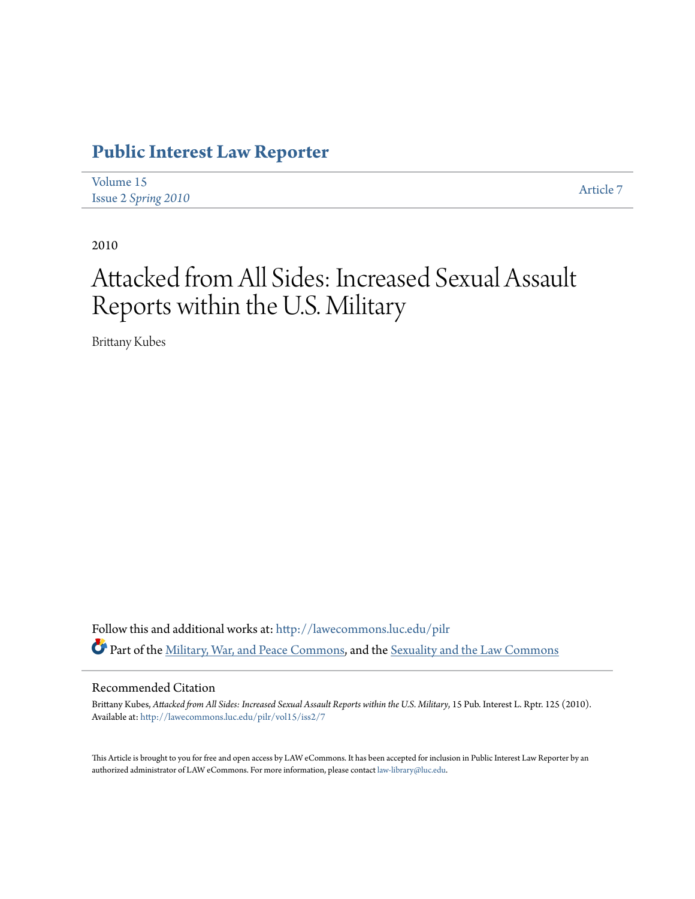# Public Interest Law Reporter

Volume 15
Issue 2 *Spring 2010*

Article 7

2010

# Attacked from All Sides: Increased Sexual Assault Reports within the U.S. Military

Brittany Kubes

Follow this and additional works at: http://lawecommons.luc.edu/pilr

Part of the Military, War, and Peace Commons, and the Sexuality and the Law Commons

## Recommended Citation

Brittany Kubes, *Attacked from All Sides: Increased Sexual Assault Reports within the U.S. Military*, 15 Pub. Interest L. Rptr. 125 (2010).
Available at: http://lawecommons.luc.edu/pilr/vol15/iss2/7

This Article is brought to you for free and open access by LAW eCommons. It has been accepted for inclusion in Public Interest Law Reporter by an authorized administrator of LAW eCommons. For more information, please contact law-library@luc.edu.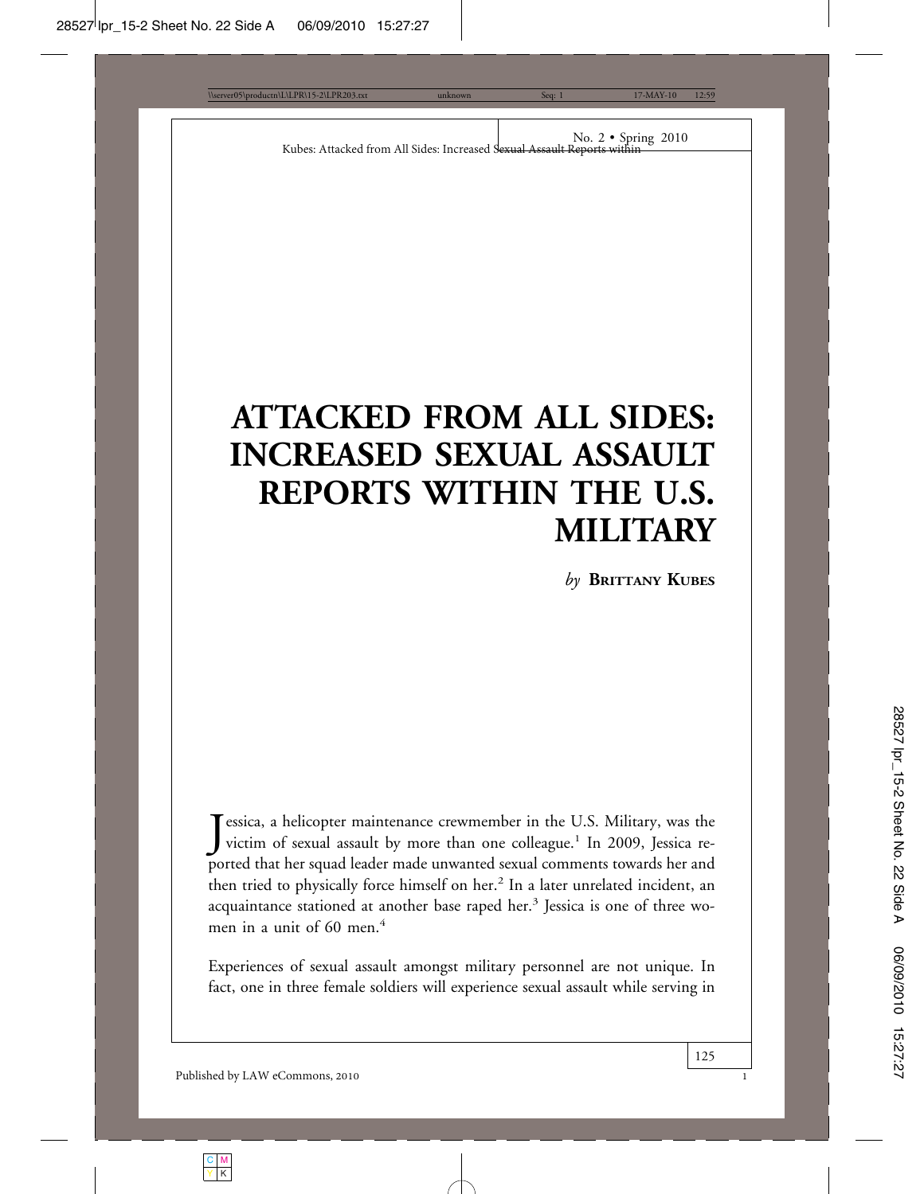# ATTACKED FROM ALL SIDES: INCREASED SEXUAL ASSAULT REPORTS WITHIN THE U.S. MILITARY

*by* **Brittany Kubes**

Jessica, a helicopter maintenance crewmember in the U.S. Military, was the victim of sexual assault by more than one colleague.[1] In 2009, Jessica reported that her squad leader made unwanted sexual comments towards her and then tried to physically force himself on her.[2] In a later unrelated incident, an acquaintance stationed at another base raped her.[3] Jessica is one of three women in a unit of 60 men.[4]

Experiences of sexual assault amongst military personnel are not unique. In fact, one in three female soldiers will experience sexual assault while serving in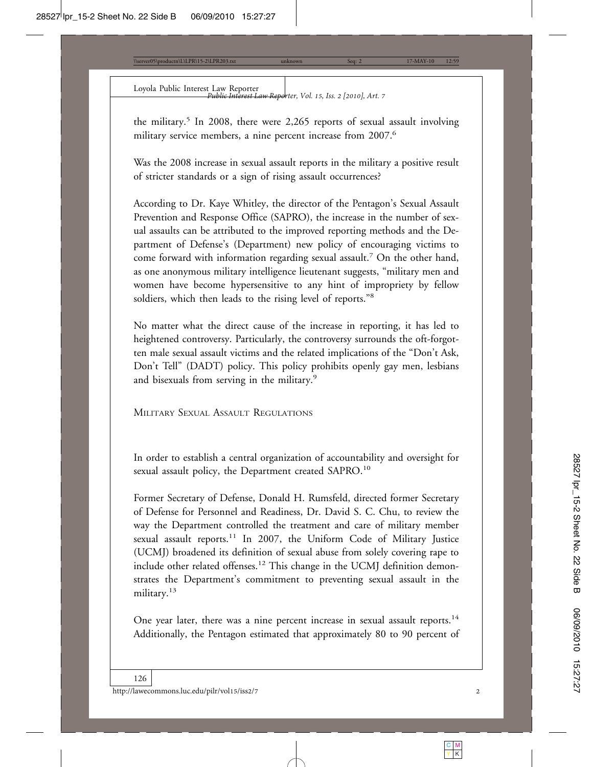the military.[5] In 2008, there were 2,265 reports of sexual assault involving military service members, a nine percent increase from 2007.[6]

Was the 2008 increase in sexual assault reports in the military a positive result of stricter standards or a sign of rising assault occurrences?

According to Dr. Kaye Whitley, the director of the Pentagon's Sexual Assault Prevention and Response Office (SAPRO), the increase in the number of sexual assaults can be attributed to the improved reporting methods and the Department of Defense's (Department) new policy of encouraging victims to come forward with information regarding sexual assault.[7] On the other hand, as one anonymous military intelligence lieutenant suggests, "military men and women have become hypersensitive to any hint of impropriety by fellow soldiers, which then leads to the rising level of reports."[8]

No matter what the direct cause of the increase in reporting, it has led to heightened controversy. Particularly, the controversy surrounds the oft-forgotten male sexual assault victims and the related implications of the "Don't Ask, Don't Tell" (DADT) policy. This policy prohibits openly gay men, lesbians and bisexuals from serving in the military.[9]

## Military Sexual Assault Regulations

In order to establish a central organization of accountability and oversight for sexual assault policy, the Department created SAPRO.[10]

Former Secretary of Defense, Donald H. Rumsfeld, directed former Secretary of Defense for Personnel and Readiness, Dr. David S. C. Chu, to review the way the Department controlled the treatment and care of military member sexual assault reports.[11] In 2007, the Uniform Code of Military Justice (UCMJ) broadened its definition of sexual abuse from solely covering rape to include other related offenses.[12] This change in the UCMJ definition demonstrates the Department's commitment to preventing sexual assault in the military.[13]

One year later, there was a nine percent increase in sexual assault reports.[14] Additionally, the Pentagon estimated that approximately 80 to 90 percent of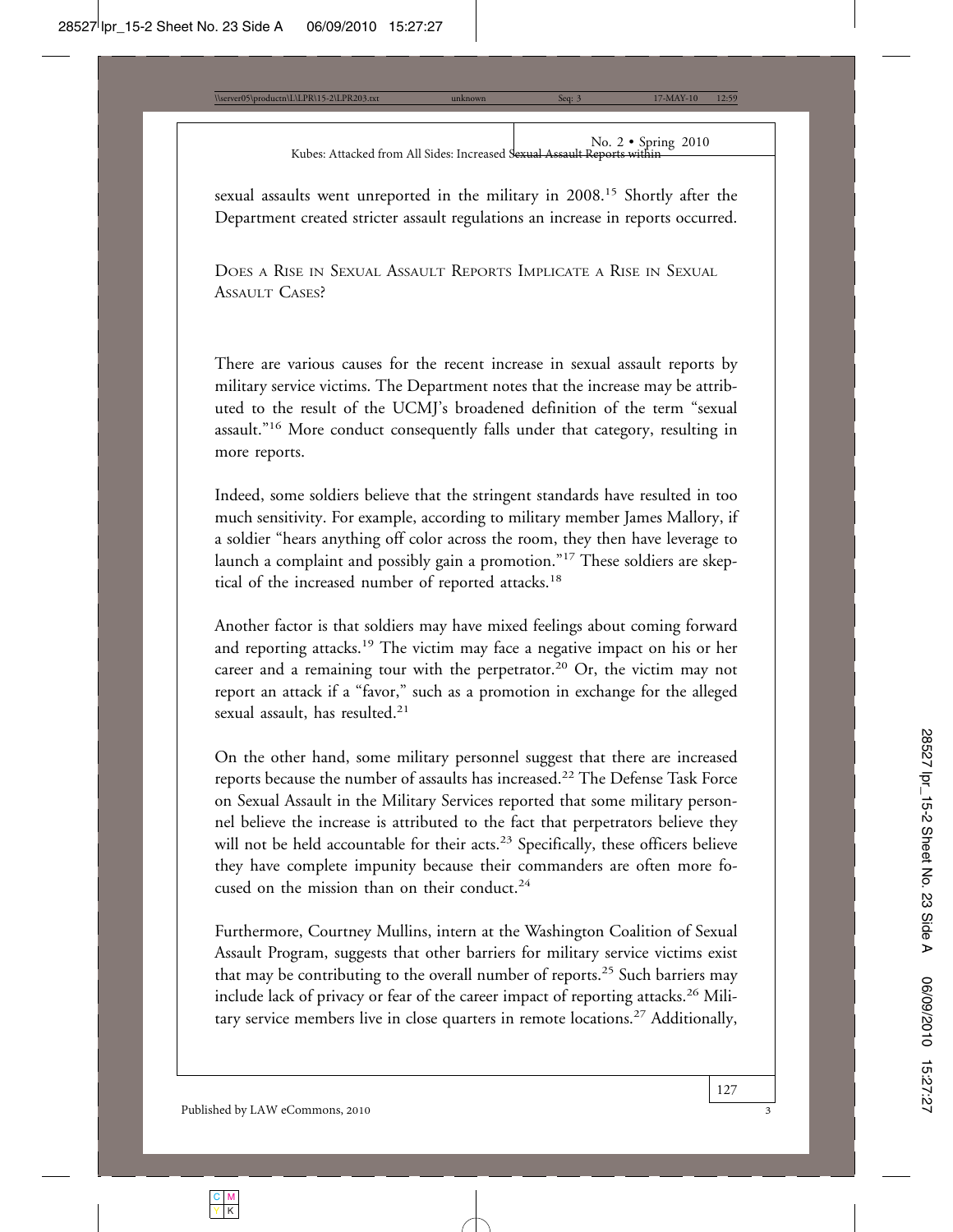sexual assaults went unreported in the military in 2008.[15] Shortly after the Department created stricter assault regulations an increase in reports occurred.

## Does a Rise in Sexual Assault Reports Implicate a Rise in Sexual Assault Cases?

There are various causes for the recent increase in sexual assault reports by military service victims. The Department notes that the increase may be attributed to the result of the UCMJ's broadened definition of the term "sexual assault."[16] More conduct consequently falls under that category, resulting in more reports.

Indeed, some soldiers believe that the stringent standards have resulted in too much sensitivity. For example, according to military member James Mallory, if a soldier "hears anything off color across the room, they then have leverage to launch a complaint and possibly gain a promotion."[17] These soldiers are skeptical of the increased number of reported attacks.[18]

Another factor is that soldiers may have mixed feelings about coming forward and reporting attacks.[19] The victim may face a negative impact on his or her career and a remaining tour with the perpetrator.[20] Or, the victim may not report an attack if a "favor," such as a promotion in exchange for the alleged sexual assault, has resulted.[21]

On the other hand, some military personnel suggest that there are increased reports because the number of assaults has increased.[22] The Defense Task Force on Sexual Assault in the Military Services reported that some military personnel believe the increase is attributed to the fact that perpetrators believe they will not be held accountable for their acts.[23] Specifically, these officers believe they have complete impunity because their commanders are often more focused on the mission than on their conduct.[24]

Furthermore, Courtney Mullins, intern at the Washington Coalition of Sexual Assault Program, suggests that other barriers for military service victims exist that may be contributing to the overall number of reports.[25] Such barriers may include lack of privacy or fear of the career impact of reporting attacks.[26] Military service members live in close quarters in remote locations.[27] Additionally,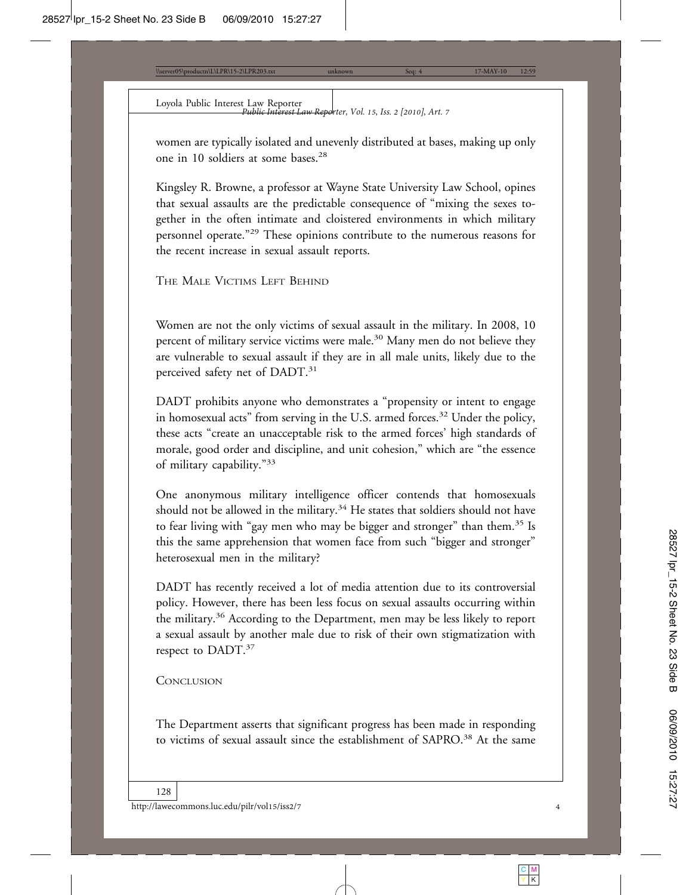women are typically isolated and unevenly distributed at bases, making up only one in 10 soldiers at some bases.[28]

Kingsley R. Browne, a professor at Wayne State University Law School, opines that sexual assaults are the predictable consequence of "mixing the sexes together in the often intimate and cloistered environments in which military personnel operate."[29] These opinions contribute to the numerous reasons for the recent increase in sexual assault reports.

## The Male Victims Left Behind

Women are not the only victims of sexual assault in the military. In 2008, 10 percent of military service victims were male.[30] Many men do not believe they are vulnerable to sexual assault if they are in all male units, likely due to the perceived safety net of DADT.[31]

DADT prohibits anyone who demonstrates a "propensity or intent to engage in homosexual acts" from serving in the U.S. armed forces.[32] Under the policy, these acts "create an unacceptable risk to the armed forces' high standards of morale, good order and discipline, and unit cohesion," which are "the essence of military capability."[33]

One anonymous military intelligence officer contends that homosexuals should not be allowed in the military.[34] He states that soldiers should not have to fear living with "gay men who may be bigger and stronger" than them.[35] Is this the same apprehension that women face from such "bigger and stronger" heterosexual men in the military?

DADT has recently received a lot of media attention due to its controversial policy. However, there has been less focus on sexual assaults occurring within the military.[36] According to the Department, men may be less likely to report a sexual assault by another male due to risk of their own stigmatization with respect to DADT.[37]

## Conclusion

The Department asserts that significant progress has been made in responding to victims of sexual assault since the establishment of SAPRO.[38] At the same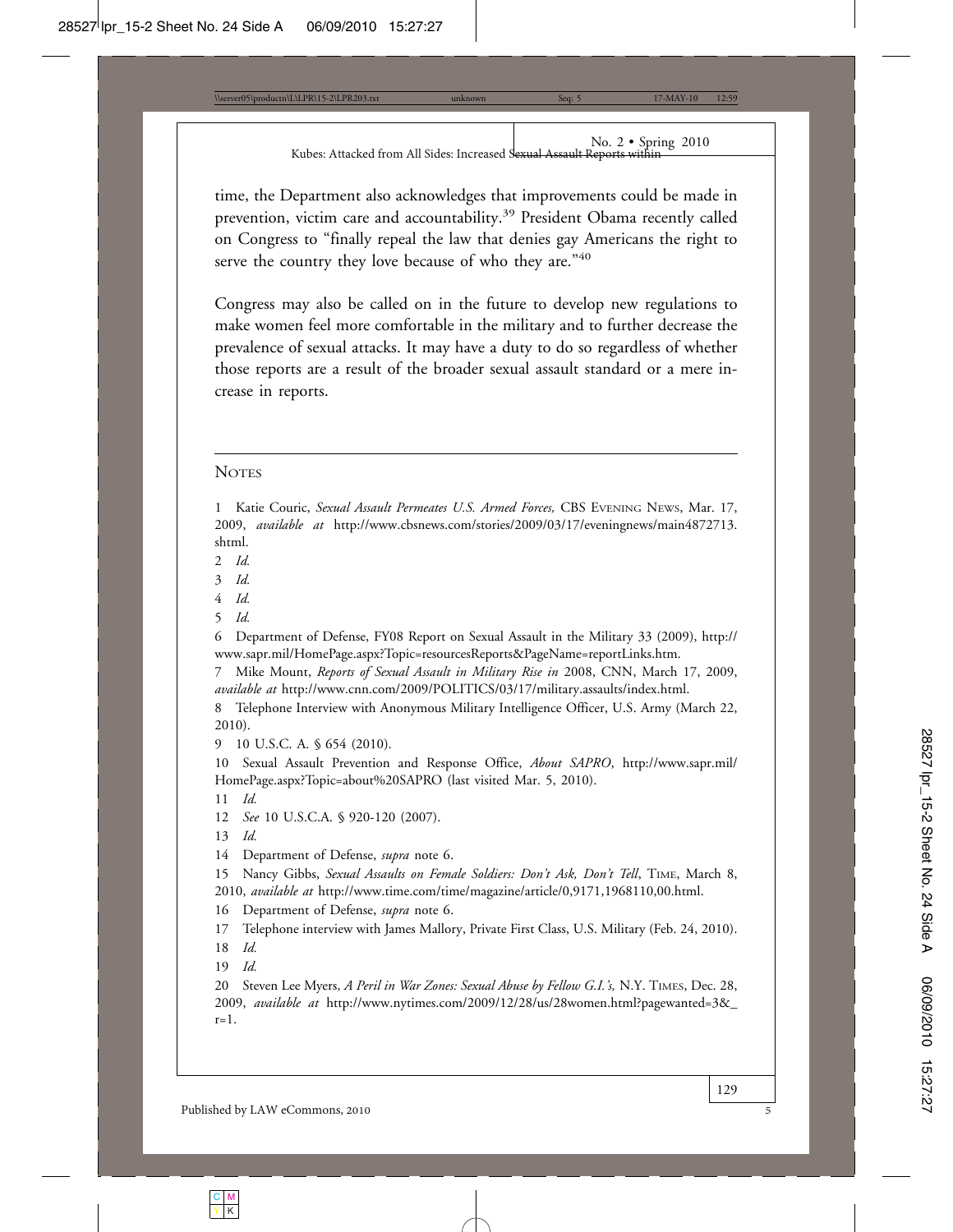time, the Department also acknowledges that improvements could be made in prevention, victim care and accountability.[39] President Obama recently called on Congress to "finally repeal the law that denies gay Americans the right to serve the country they love because of who they are."[40]

Congress may also be called on in the future to develop new regulations to make women feel more comfortable in the military and to further decrease the prevalence of sexual attacks. It may have a duty to do so regardless of whether those reports are a result of the broader sexual assault standard or a mere increase in reports.

## Notes

1 Katie Couric, *Sexual Assault Permeates U.S. Armed Forces,* CBS Evening News, Mar. 17, 2009, *available at* http://www.cbsnews.com/stories/2009/03/17/eveningnews/main4872713.shtml.

2 *Id.*

3 *Id.*

4 *Id.*

5 *Id.*

6 Department of Defense, FY08 Report on Sexual Assault in the Military 33 (2009), http://www.sapr.mil/HomePage.aspx?Topic=resourcesReports&PageName=reportLinks.htm.

7 Mike Mount, *Reports of Sexual Assault in Military Rise in* 2008, CNN, March 17, 2009, *available at* http://www.cnn.com/2009/POLITICS/03/17/military.assaults/index.html.

8 Telephone Interview with Anonymous Military Intelligence Officer, U.S. Army (March 22, 2010).

9 10 U.S.C. A. § 654 (2010).

10 Sexual Assault Prevention and Response Office, *About SAPRO*, http://www.sapr.mil/HomePage.aspx?Topic=about%20SAPRO (last visited Mar. 5, 2010).

11 *Id.*

12 *See* 10 U.S.C.A. § 920-120 (2007).

13 *Id.*

14 Department of Defense, *supra* note 6.

15 Nancy Gibbs, *Sexual Assaults on Female Soldiers: Don't Ask, Don't Tell*, Time, March 8, 2010, *available at* http://www.time.com/time/magazine/article/0,9171,1968110,00.html.

16 Department of Defense, *supra* note 6.

17 Telephone interview with James Mallory, Private First Class, U.S. Military (Feb. 24, 2010).

18 *Id.*

19 *Id.*

20 Steven Lee Myers, *A Peril in War Zones: Sexual Abuse by Fellow G.I.'s,* N.Y. Times, Dec. 28, 2009, *available at* http://www.nytimes.com/2009/12/28/us/28women.html?pagewanted=3&_r=1.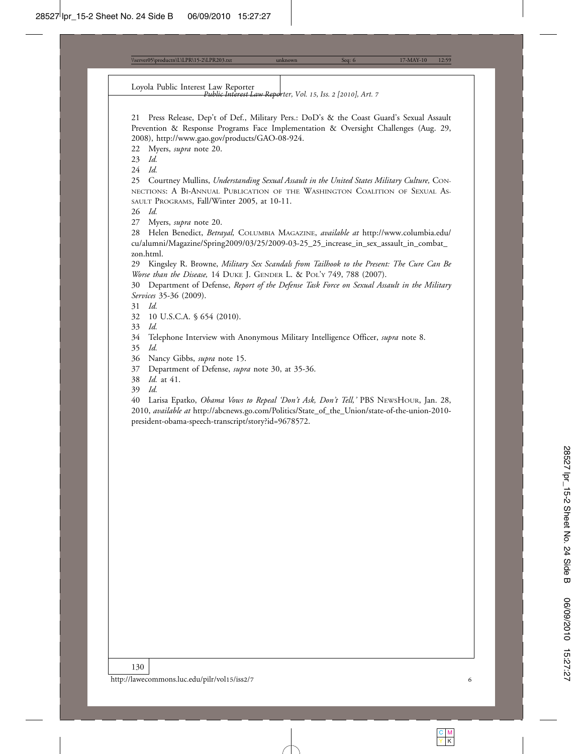21 Press Release, Dep't of Def., Military Pers.: DoD's & the Coast Guard's Sexual Assault Prevention & Response Programs Face Implementation & Oversight Challenges (Aug. 29, 2008), http://www.gao.gov/products/GAO-08-924.

22 Myers, *supra* note 20.

23 *Id.*

24 *Id.*

25 Courtney Mullins, *Understanding Sexual Assault in the United States Military Culture,* CONNECTIONS: A BI-ANNUAL PUBLICATION OF THE WASHINGTON COALITION OF SEXUAL ASSAULT PROGRAMS, Fall/Winter 2005, at 10-11.

26 *Id.*

27 Myers, *supra* note 20.

28 Helen Benedict, *Betrayal,* COLUMBIA MAGAZINE, *available at* http://www.columbia.edu/cu/alumni/Magazine/Spring2009/03/25/2009-03-25_25_increase_in_sex_assault_in_combat_zon.html.

29 Kingsley R. Browne, *Military Sex Scandals from Tailhook to the Present: The Cure Can Be Worse than the Disease,* 14 DUKE J. GENDER L. & POL'Y 749, 788 (2007).

30 Department of Defense, *Report of the Defense Task Force on Sexual Assault in the Military Services* 35-36 (2009).

31 *Id.*

32 10 U.S.C.A. § 654 (2010).

33 *Id.*

34 Telephone Interview with Anonymous Military Intelligence Officer, *supra* note 8.

35 *Id.*

36 Nancy Gibbs, *supra* note 15.

37 Department of Defense, *supra* note 30, at 35-36.

38 *Id.* at 41.

39 *Id.*

40 Larisa Epatko, *Obama Vows to Repeal 'Don't Ask, Don't Tell,'* PBS NEWSHOUR, Jan. 28, 2010, *available at* http://abcnews.go.com/Politics/State_of_the_Union/state-of-the-union-2010-president-obama-speech-transcript/story?id=9678572.